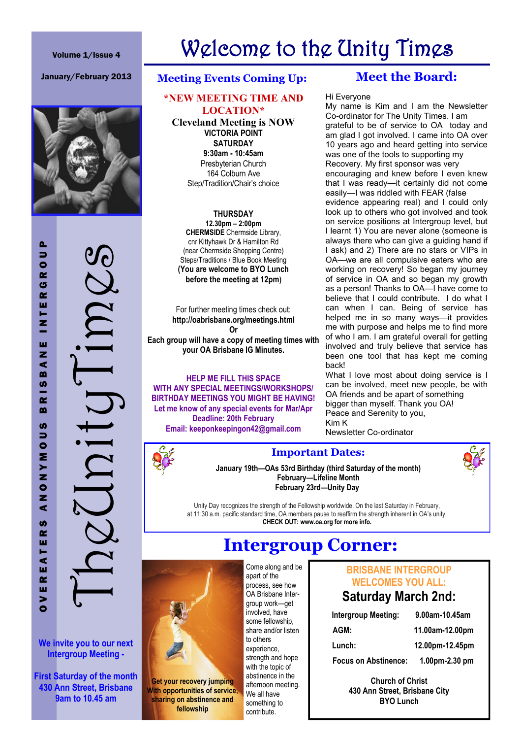Volume 1/Issue 4

January/February 2013

# Welcome to the Unity Times

OVEREATERS ANONYMOUS BRISBANE INTERGROUP

The Unity Times

We invite you to our next Intergroup Meeting -

First Saturday of the month
430 Ann Street, Brisbane
9am to 10.45 am

## Meeting Events Coming Up:

**\*NEW MEETING TIME AND LOCATION\***

**Cleveland Meeting is NOW**
**VICTORIA POINT**
**SATURDAY**
**9:30am - 10:45am**
Presbyterian Church
164 Colburn Ave
Step/Tradition/Chair's choice

**THURSDAY**
**12.30pm – 2:00pm**
**CHERMSIDE** Chermside Library,
cnr Kittyhawk Dr & Hamilton Rd
(near Chermside Shopping Centre)
Steps/Traditions / Blue Book Meeting
**(You are welcome to BYO Lunch before the meeting at 12pm)**

For further meeting times check out:
**http://oabrisbane.org/meetings.html**
**Or**
**Each group will have a copy of meeting times with your OA Brisbane IG Minutes.**

**HELP ME FILL THIS SPACE WITH ANY SPECIAL MEETINGS/WORKSHOPS/ BIRTHDAY MEETINGS YOU MIGHT BE HAVING!**
**Let me know of any special events for Mar/Apr**
**Deadline: 20th February**
**Email: keeponkeepingon42@gmail.com**

## Meet the Board:

Hi Everyone
My name is Kim and I am the Newsletter Co-ordinator for The Unity Times. I am grateful to be of service to OA today and am glad I got involved. I came into OA over 10 years ago and heard getting into service was one of the tools to supporting my Recovery. My first sponsor was very encouraging and knew before I even knew that I was ready—it certainly did not come easily—I was riddled with FEAR (false evidence appearing real) and I could only look up to others who got involved and took on service positions at Intergroup level, but I learnt 1) You are never alone (someone is always there who can give a guiding hand if I ask) and 2) There are no stars or VIPs in OA—we are all compulsive eaters who are working on recovery! So began my journey of service in OA and so began my growth as a person! Thanks to OA—I have come to believe that I could contribute. I do what I can when I can. Being of service has helped me in so many ways—it provides me with purpose and helps me to find more of who I am. I am grateful overall for getting involved and truly believe that service has been one tool that has kept me coming back!
What I love most about doing service is I can be involved, meet new people, be with OA friends and be apart of something bigger than myself. Thank you OA!
Peace and Serenity to you,
Kim K
Newsletter Co-ordinator

## Important Dates:

**January 19th—OAs 53rd Birthday (third Saturday of the month)**
**February—Lifeline Month**
**February 23rd—Unity Day**

Unity Day recognizes the strength of the Fellowship worldwide. On the last Saturday in February, at 11:30 a.m. pacific standard time, OA members pause to reaffirm the strength inherent in OA's unity.
**CHECK OUT: www.oa.org for more info.**

# Intergroup Corner:

**Get your recovery jumping With opportunities of service, sharing on abstinence and fellowship**

Come along and be apart of the process, see how OA Brisbane Intergroup work—get involved, have some fellowship, share and/or listen to others experience, strength and hope with the topic of abstinence in the afternoon meeting. We all have something to contribute.

**BRISBANE INTERGROUP WELCOMES YOU ALL:**
**Saturday March 2nd:**

| | |
|---|---|
| **Intergroup Meeting:** | **9.00am-10.45am** |
| **AGM:** | **11.00am-12.00pm** |
| **Lunch:** | **12.00pm-12.45pm** |
| **Focus on Abstinence:** | **1.00pm-2.30 pm** |

**Church of Christ**
**430 Ann Street, Brisbane City**
**BYO Lunch**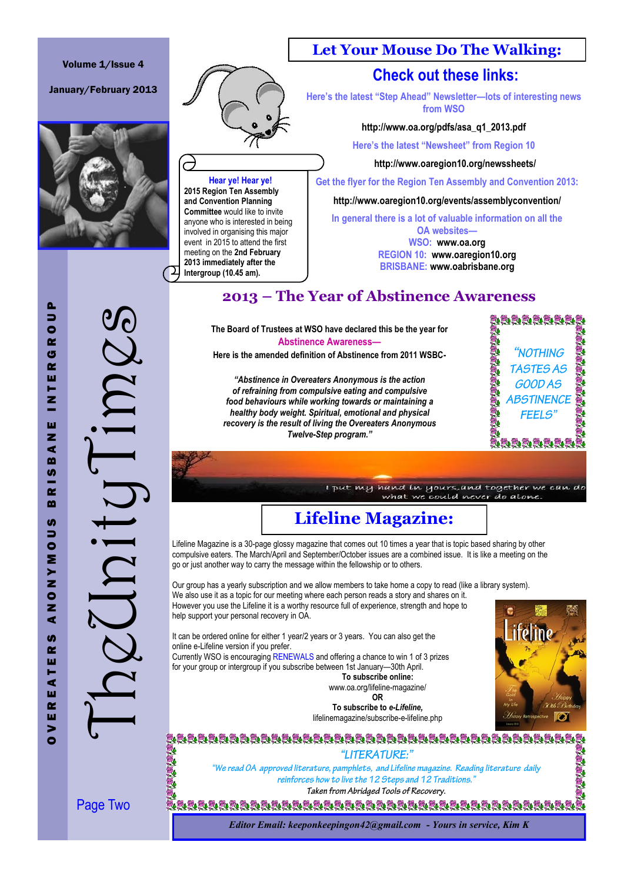# Let Your Mouse Do The Walking:

## Check out these links:

Here's the latest "Step Ahead" Newsletter—lots of interesting news from WSO

**http://www.oa.org/pdfs/asa_q1_2013.pdf**

Here's the latest "Newsheet" from Region 10

**http://www.oaregion10.org/newssheets/**

Get the flyer for the Region Ten Assembly and Convention 2013:

**http://www.oaregion10.org/events/assemblyconvention/**

In general there is a lot of valuable information on all the OA websites—

WSO: **www.oa.org**

REGION 10: **www.oaregion10.org**

BRISBANE: **www.oabrisbane.org**

**Hear ye! Hear ye!**
**2015 Region Ten Assembly and Convention Planning Committee** would like to invite anyone who is interested in being involved in organising this major event in 2015 to attend the first meeting on the **2nd February 2013 immediately after the Intergroup (10.45 am).**

# 2013 – The Year of Abstinence Awareness

The Board of Trustees at WSO have declared this be the year for **Abstinence Awareness—**
Here is the amended definition of Abstinence from 2011 WSBC-

***"Abstinence in Overeaters Anonymous is the action of refraining from compulsive eating and compulsive food behaviours while working towards or maintaining a healthy body weight. Spiritual, emotional and physical recovery is the result of living the Overeaters Anonymous Twelve-Step program."***

*"NOTHING TASTES AS GOOD AS ABSTINENCE FEELS"*

*I put my hand in yours, and together we can do what we could never do alone.*

# Lifeline Magazine:

Lifeline Magazine is a 30-page glossy magazine that comes out 10 times a year that is topic based sharing by other compulsive eaters. The March/April and September/October issues are a combined issue. It is like a meeting on the go or just another way to carry the message within the fellowship or to others.

Our group has a yearly subscription and we allow members to take home a copy to read (like a library system). We also use it as a topic for our meeting where each person reads a story and shares on it. However you use the Lifeline it is a worthy resource full of experience, strength and hope to help support your personal recovery in OA.

It can be ordered online for either 1 year/2 years or 3 years. You can also get the online e-Lifeline version if you prefer.
Currently WSO is encouraging RENEWALS and offering a chance to win 1 of 3 prizes for your group or intergroup if you subscribe between 1st January—30th April.

**To subscribe online:**
www.oa.org/lifeline-magazine/
**OR**
**To subscribe to *e-Lifeline,***
lifelinemagazine/subscribe-e-lifeline.php

*"LITERATURE:"*

*"We read OA approved literature, pamphlets, and Lifeline magazine. Reading literature daily reinforces how to live the 12 Steps and 12 Traditions."*
*Taken from Abridged Tools of Recovery.*

***Editor Email: keeponkeepingon42@gmail.com - Yours in service, Kim K***